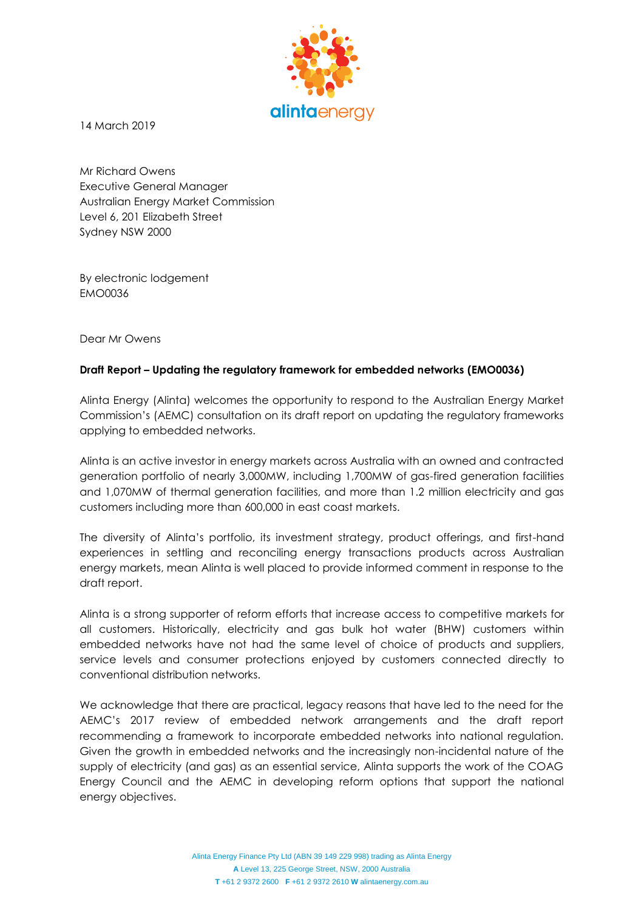14 March 2019

Mr Richard Owens
Executive General Manager
Australian Energy Market Commission
Level 6, 201 Elizabeth Street
Sydney NSW 2000

By electronic lodgement
EMO0036

Dear Mr Owens

**Draft Report – Updating the regulatory framework for embedded networks (EMO0036)**

Alinta Energy (Alinta) welcomes the opportunity to respond to the Australian Energy Market Commission's (AEMC) consultation on its draft report on updating the regulatory frameworks applying to embedded networks.

Alinta is an active investor in energy markets across Australia with an owned and contracted generation portfolio of nearly 3,000MW, including 1,700MW of gas-fired generation facilities and 1,070MW of thermal generation facilities, and more than 1.2 million electricity and gas customers including more than 600,000 in east coast markets.

The diversity of Alinta's portfolio, its investment strategy, product offerings, and first-hand experiences in settling and reconciling energy transactions products across Australian energy markets, mean Alinta is well placed to provide informed comment in response to the draft report.

Alinta is a strong supporter of reform efforts that increase access to competitive markets for all customers. Historically, electricity and gas bulk hot water (BHW) customers within embedded networks have not had the same level of choice of products and suppliers, service levels and consumer protections enjoyed by customers connected directly to conventional distribution networks.

We acknowledge that there are practical, legacy reasons that have led to the need for the AEMC's 2017 review of embedded network arrangements and the draft report recommending a framework to incorporate embedded networks into national regulation. Given the growth in embedded networks and the increasingly non-incidental nature of the supply of electricity (and gas) as an essential service, Alinta supports the work of the COAG Energy Council and the AEMC in developing reform options that support the national energy objectives.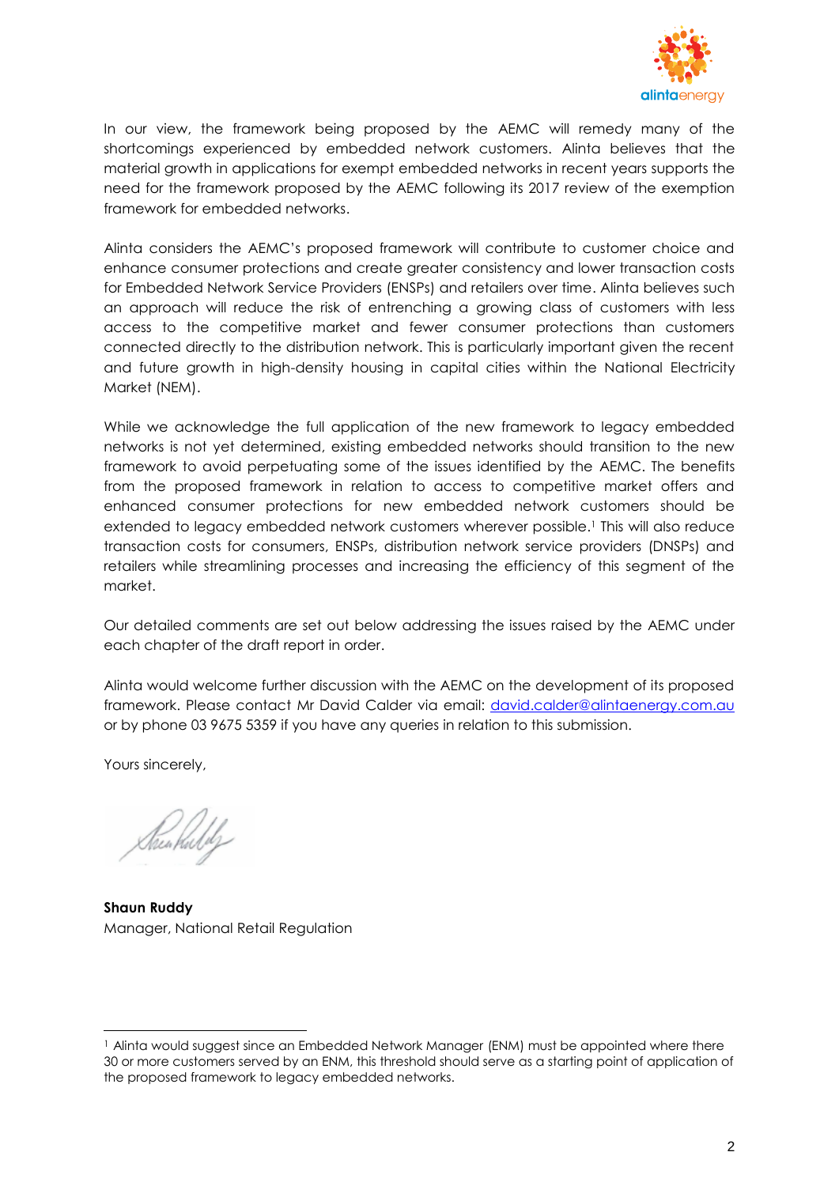In our view, the framework being proposed by the AEMC will remedy many of the shortcomings experienced by embedded network customers. Alinta believes that the material growth in applications for exempt embedded networks in recent years supports the need for the framework proposed by the AEMC following its 2017 review of the exemption framework for embedded networks.

Alinta considers the AEMC's proposed framework will contribute to customer choice and enhance consumer protections and create greater consistency and lower transaction costs for Embedded Network Service Providers (ENSPs) and retailers over time. Alinta believes such an approach will reduce the risk of entrenching a growing class of customers with less access to the competitive market and fewer consumer protections than customers connected directly to the distribution network. This is particularly important given the recent and future growth in high-density housing in capital cities within the National Electricity Market (NEM).

While we acknowledge the full application of the new framework to legacy embedded networks is not yet determined, existing embedded networks should transition to the new framework to avoid perpetuating some of the issues identified by the AEMC. The benefits from the proposed framework in relation to access to competitive market offers and enhanced consumer protections for new embedded network customers should be extended to legacy embedded network customers wherever possible.[1] This will also reduce transaction costs for consumers, ENSPs, distribution network service providers (DNSPs) and retailers while streamlining processes and increasing the efficiency of this segment of the market.

Our detailed comments are set out below addressing the issues raised by the AEMC under each chapter of the draft report in order.

Alinta would welcome further discussion with the AEMC on the development of its proposed framework. Please contact Mr David Calder via email: david.calder@alintaenergy.com.au or by phone 03 9675 5359 if you have any queries in relation to this submission.

Yours sincerely,

**Shaun Ruddy**
Manager, National Retail Regulation

[1] Alinta would suggest since an Embedded Network Manager (ENM) must be appointed where there 30 or more customers served by an ENM, this threshold should serve as a starting point of application of the proposed framework to legacy embedded networks.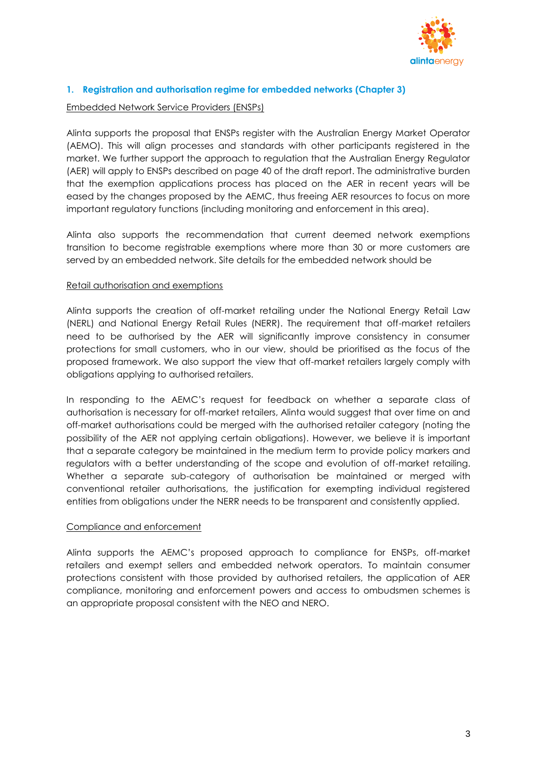## 1. Registration and authorisation regime for embedded networks (Chapter 3)

Embedded Network Service Providers (ENSPs)

Alinta supports the proposal that ENSPs register with the Australian Energy Market Operator (AEMO). This will align processes and standards with other participants registered in the market. We further support the approach to regulation that the Australian Energy Regulator (AER) will apply to ENSPs described on page 40 of the draft report. The administrative burden that the exemption applications process has placed on the AER in recent years will be eased by the changes proposed by the AEMC, thus freeing AER resources to focus on more important regulatory functions (including monitoring and enforcement in this area).

Alinta also supports the recommendation that current deemed network exemptions transition to become registrable exemptions where more than 30 or more customers are served by an embedded network. Site details for the embedded network should be

Retail authorisation and exemptions

Alinta supports the creation of off-market retailing under the National Energy Retail Law (NERL) and National Energy Retail Rules (NERR). The requirement that off-market retailers need to be authorised by the AER will significantly improve consistency in consumer protections for small customers, who in our view, should be prioritised as the focus of the proposed framework. We also support the view that off-market retailers largely comply with obligations applying to authorised retailers.

In responding to the AEMC's request for feedback on whether a separate class of authorisation is necessary for off-market retailers, Alinta would suggest that over time on and off-market authorisations could be merged with the authorised retailer category (noting the possibility of the AER not applying certain obligations). However, we believe it is important that a separate category be maintained in the medium term to provide policy markers and regulators with a better understanding of the scope and evolution of off-market retailing. Whether a separate sub-category of authorisation be maintained or merged with conventional retailer authorisations, the justification for exempting individual registered entities from obligations under the NERR needs to be transparent and consistently applied.

Compliance and enforcement

Alinta supports the AEMC's proposed approach to compliance for ENSPs, off-market retailers and exempt sellers and embedded network operators. To maintain consumer protections consistent with those provided by authorised retailers, the application of AER compliance, monitoring and enforcement powers and access to ombudsmen schemes is an appropriate proposal consistent with the NEO and NERO.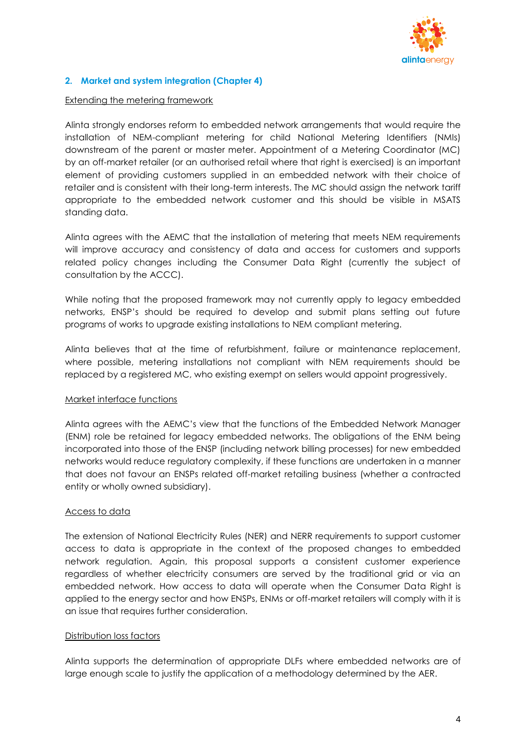## 2. Market and system integration (Chapter 4)

Extending the metering framework

Alinta strongly endorses reform to embedded network arrangements that would require the installation of NEM-compliant metering for child National Metering Identifiers (NMIs) downstream of the parent or master meter. Appointment of a Metering Coordinator (MC) by an off-market retailer (or an authorised retail where that right is exercised) is an important element of providing customers supplied in an embedded network with their choice of retailer and is consistent with their long-term interests. The MC should assign the network tariff appropriate to the embedded network customer and this should be visible in MSATS standing data.

Alinta agrees with the AEMC that the installation of metering that meets NEM requirements will improve accuracy and consistency of data and access for customers and supports related policy changes including the Consumer Data Right (currently the subject of consultation by the ACCC).

While noting that the proposed framework may not currently apply to legacy embedded networks, ENSP's should be required to develop and submit plans setting out future programs of works to upgrade existing installations to NEM compliant metering.

Alinta believes that at the time of refurbishment, failure or maintenance replacement, where possible, metering installations not compliant with NEM requirements should be replaced by a registered MC, who existing exempt on sellers would appoint progressively.

Market interface functions

Alinta agrees with the AEMC's view that the functions of the Embedded Network Manager (ENM) role be retained for legacy embedded networks. The obligations of the ENM being incorporated into those of the ENSP (including network billing processes) for new embedded networks would reduce regulatory complexity, if these functions are undertaken in a manner that does not favour an ENSPs related off-market retailing business (whether a contracted entity or wholly owned subsidiary).

Access to data

The extension of National Electricity Rules (NER) and NERR requirements to support customer access to data is appropriate in the context of the proposed changes to embedded network regulation. Again, this proposal supports a consistent customer experience regardless of whether electricity consumers are served by the traditional grid or via an embedded network. How access to data will operate when the Consumer Data Right is applied to the energy sector and how ENSPs, ENMs or off-market retailers will comply with it is an issue that requires further consideration.

Distribution loss factors

Alinta supports the determination of appropriate DLFs where embedded networks are of large enough scale to justify the application of a methodology determined by the AER.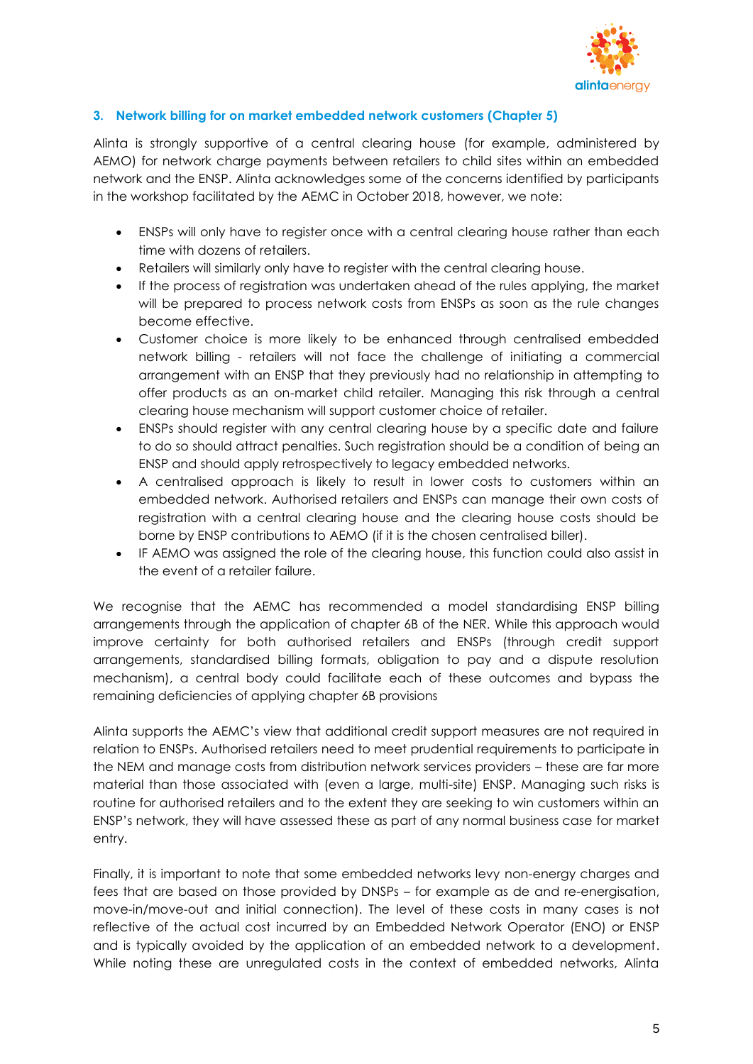### 3. Network billing for on market embedded network customers (Chapter 5)

Alinta is strongly supportive of a central clearing house (for example, administered by AEMO) for network charge payments between retailers to child sites within an embedded network and the ENSP. Alinta acknowledges some of the concerns identified by participants in the workshop facilitated by the AEMC in October 2018, however, we note:

- ENSPs will only have to register once with a central clearing house rather than each time with dozens of retailers.
- Retailers will similarly only have to register with the central clearing house.
- If the process of registration was undertaken ahead of the rules applying, the market will be prepared to process network costs from ENSPs as soon as the rule changes become effective.
- Customer choice is more likely to be enhanced through centralised embedded network billing - retailers will not face the challenge of initiating a commercial arrangement with an ENSP that they previously had no relationship in attempting to offer products as an on-market child retailer. Managing this risk through a central clearing house mechanism will support customer choice of retailer.
- ENSPs should register with any central clearing house by a specific date and failure to do so should attract penalties. Such registration should be a condition of being an ENSP and should apply retrospectively to legacy embedded networks.
- A centralised approach is likely to result in lower costs to customers within an embedded network. Authorised retailers and ENSPs can manage their own costs of registration with a central clearing house and the clearing house costs should be borne by ENSP contributions to AEMO (if it is the chosen centralised biller).
- IF AEMO was assigned the role of the clearing house, this function could also assist in the event of a retailer failure.

We recognise that the AEMC has recommended a model standardising ENSP billing arrangements through the application of chapter 6B of the NER. While this approach would improve certainty for both authorised retailers and ENSPs (through credit support arrangements, standardised billing formats, obligation to pay and a dispute resolution mechanism), a central body could facilitate each of these outcomes and bypass the remaining deficiencies of applying chapter 6B provisions

Alinta supports the AEMC's view that additional credit support measures are not required in relation to ENSPs. Authorised retailers need to meet prudential requirements to participate in the NEM and manage costs from distribution network services providers – these are far more material than those associated with (even a large, multi-site) ENSP. Managing such risks is routine for authorised retailers and to the extent they are seeking to win customers within an ENSP's network, they will have assessed these as part of any normal business case for market entry.

Finally, it is important to note that some embedded networks levy non-energy charges and fees that are based on those provided by DNSPs – for example as de and re-energisation, move-in/move-out and initial connection). The level of these costs in many cases is not reflective of the actual cost incurred by an Embedded Network Operator (ENO) or ENSP and is typically avoided by the application of an embedded network to a development. While noting these are unregulated costs in the context of embedded networks, Alinta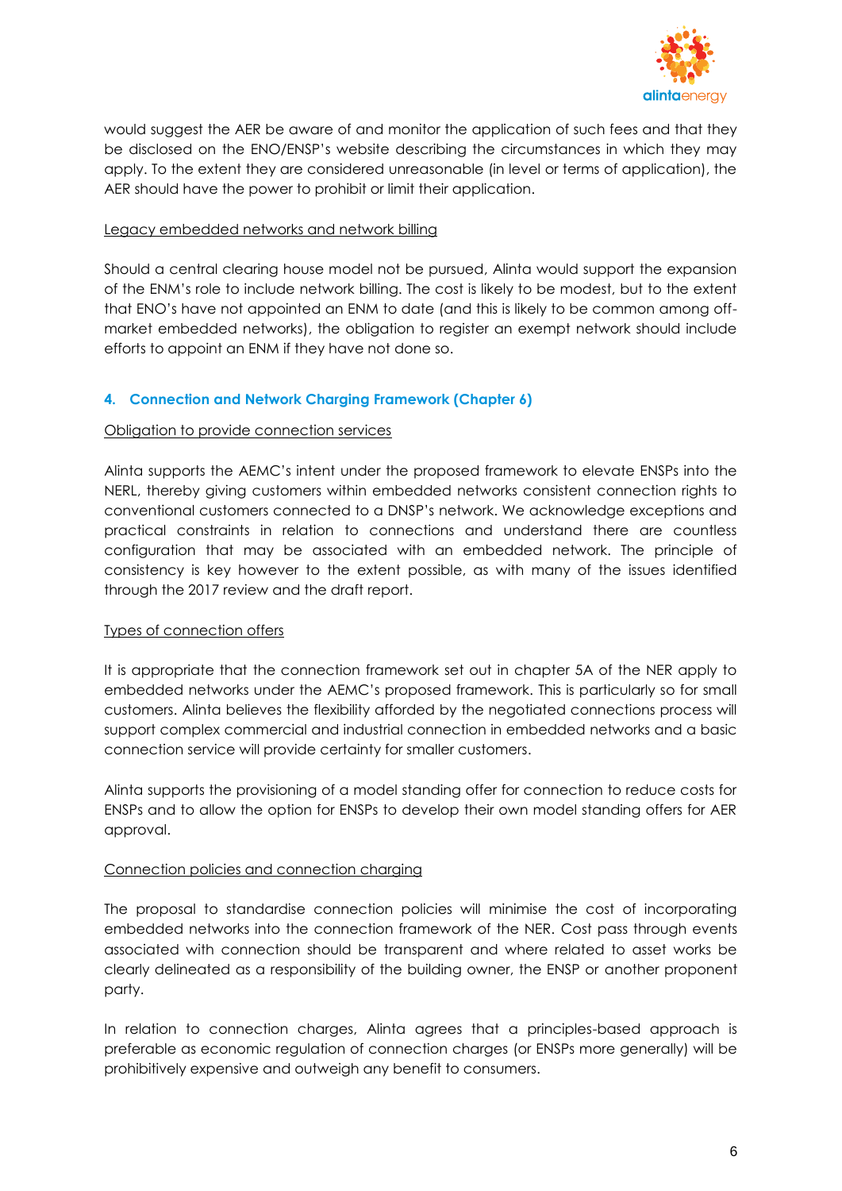would suggest the AER be aware of and monitor the application of such fees and that they be disclosed on the ENO/ENSP's website describing the circumstances in which they may apply. To the extent they are considered unreasonable (in level or terms of application), the AER should have the power to prohibit or limit their application.

Legacy embedded networks and network billing

Should a central clearing house model not be pursued, Alinta would support the expansion of the ENM's role to include network billing. The cost is likely to be modest, but to the extent that ENO's have not appointed an ENM to date (and this is likely to be common among off-market embedded networks), the obligation to register an exempt network should include efforts to appoint an ENM if they have not done so.

### 4. Connection and Network Charging Framework (Chapter 6)

Obligation to provide connection services

Alinta supports the AEMC's intent under the proposed framework to elevate ENSPs into the NERL, thereby giving customers within embedded networks consistent connection rights to conventional customers connected to a DNSP's network. We acknowledge exceptions and practical constraints in relation to connections and understand there are countless configuration that may be associated with an embedded network. The principle of consistency is key however to the extent possible, as with many of the issues identified through the 2017 review and the draft report.

Types of connection offers

It is appropriate that the connection framework set out in chapter 5A of the NER apply to embedded networks under the AEMC's proposed framework. This is particularly so for small customers. Alinta believes the flexibility afforded by the negotiated connections process will support complex commercial and industrial connection in embedded networks and a basic connection service will provide certainty for smaller customers.

Alinta supports the provisioning of a model standing offer for connection to reduce costs for ENSPs and to allow the option for ENSPs to develop their own model standing offers for AER approval.

Connection policies and connection charging

The proposal to standardise connection policies will minimise the cost of incorporating embedded networks into the connection framework of the NER. Cost pass through events associated with connection should be transparent and where related to asset works be clearly delineated as a responsibility of the building owner, the ENSP or another proponent party.

In relation to connection charges, Alinta agrees that a principles-based approach is preferable as economic regulation of connection charges (or ENSPs more generally) will be prohibitively expensive and outweigh any benefit to consumers.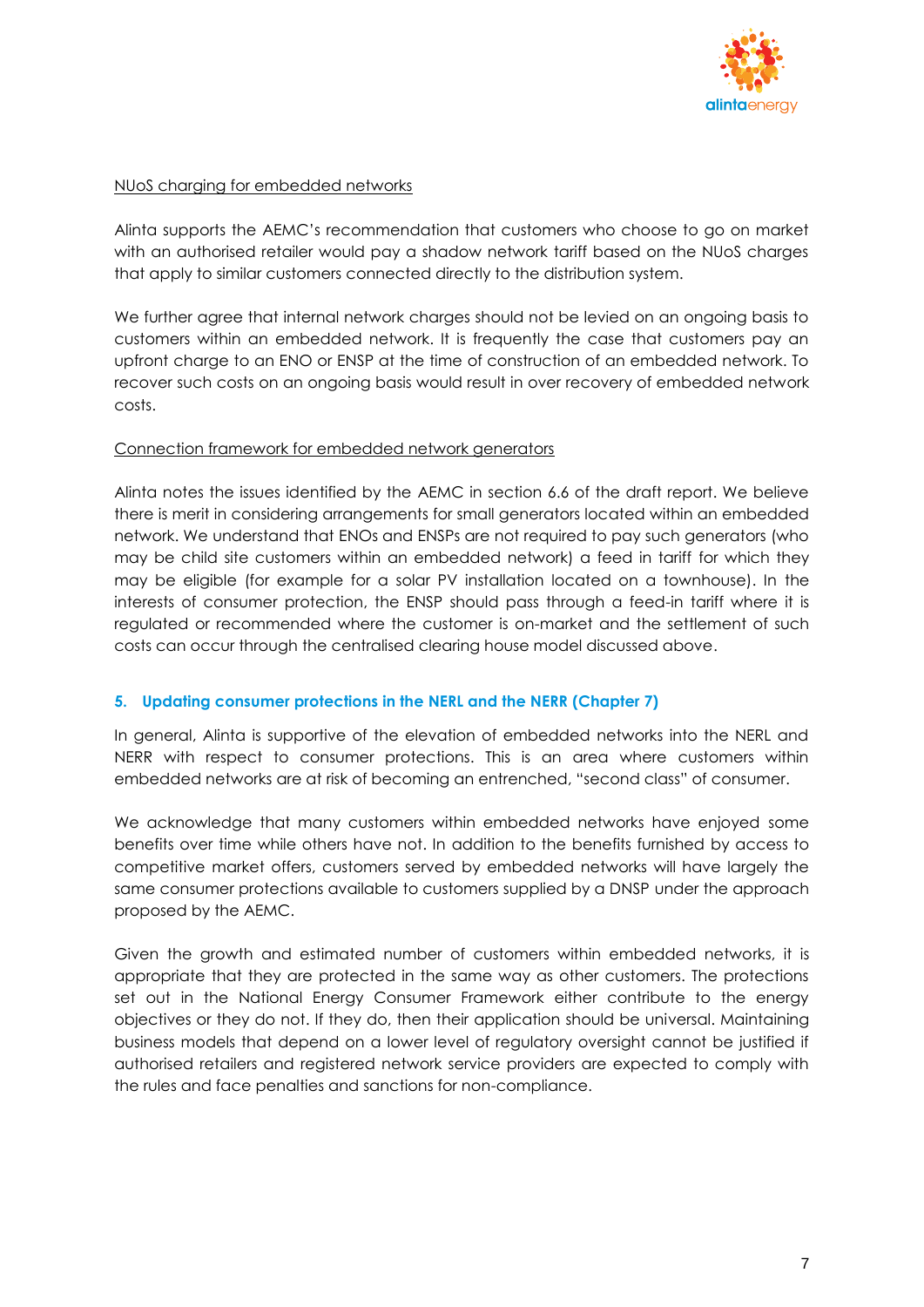NUoS charging for embedded networks

Alinta supports the AEMC's recommendation that customers who choose to go on market with an authorised retailer would pay a shadow network tariff based on the NUoS charges that apply to similar customers connected directly to the distribution system.

We further agree that internal network charges should not be levied on an ongoing basis to customers within an embedded network. It is frequently the case that customers pay an upfront charge to an ENO or ENSP at the time of construction of an embedded network. To recover such costs on an ongoing basis would result in over recovery of embedded network costs.

Connection framework for embedded network generators

Alinta notes the issues identified by the AEMC in section 6.6 of the draft report. We believe there is merit in considering arrangements for small generators located within an embedded network. We understand that ENOs and ENSPs are not required to pay such generators (who may be child site customers within an embedded network) a feed in tariff for which they may be eligible (for example for a solar PV installation located on a townhouse). In the interests of consumer protection, the ENSP should pass through a feed-in tariff where it is regulated or recommended where the customer is on-market and the settlement of such costs can occur through the centralised clearing house model discussed above.

### 5. Updating consumer protections in the NERL and the NERR (Chapter 7)

In general, Alinta is supportive of the elevation of embedded networks into the NERL and NERR with respect to consumer protections. This is an area where customers within embedded networks are at risk of becoming an entrenched, "second class" of consumer.

We acknowledge that many customers within embedded networks have enjoyed some benefits over time while others have not. In addition to the benefits furnished by access to competitive market offers, customers served by embedded networks will have largely the same consumer protections available to customers supplied by a DNSP under the approach proposed by the AEMC.

Given the growth and estimated number of customers within embedded networks, it is appropriate that they are protected in the same way as other customers. The protections set out in the National Energy Consumer Framework either contribute to the energy objectives or they do not. If they do, then their application should be universal. Maintaining business models that depend on a lower level of regulatory oversight cannot be justified if authorised retailers and registered network service providers are expected to comply with the rules and face penalties and sanctions for non-compliance.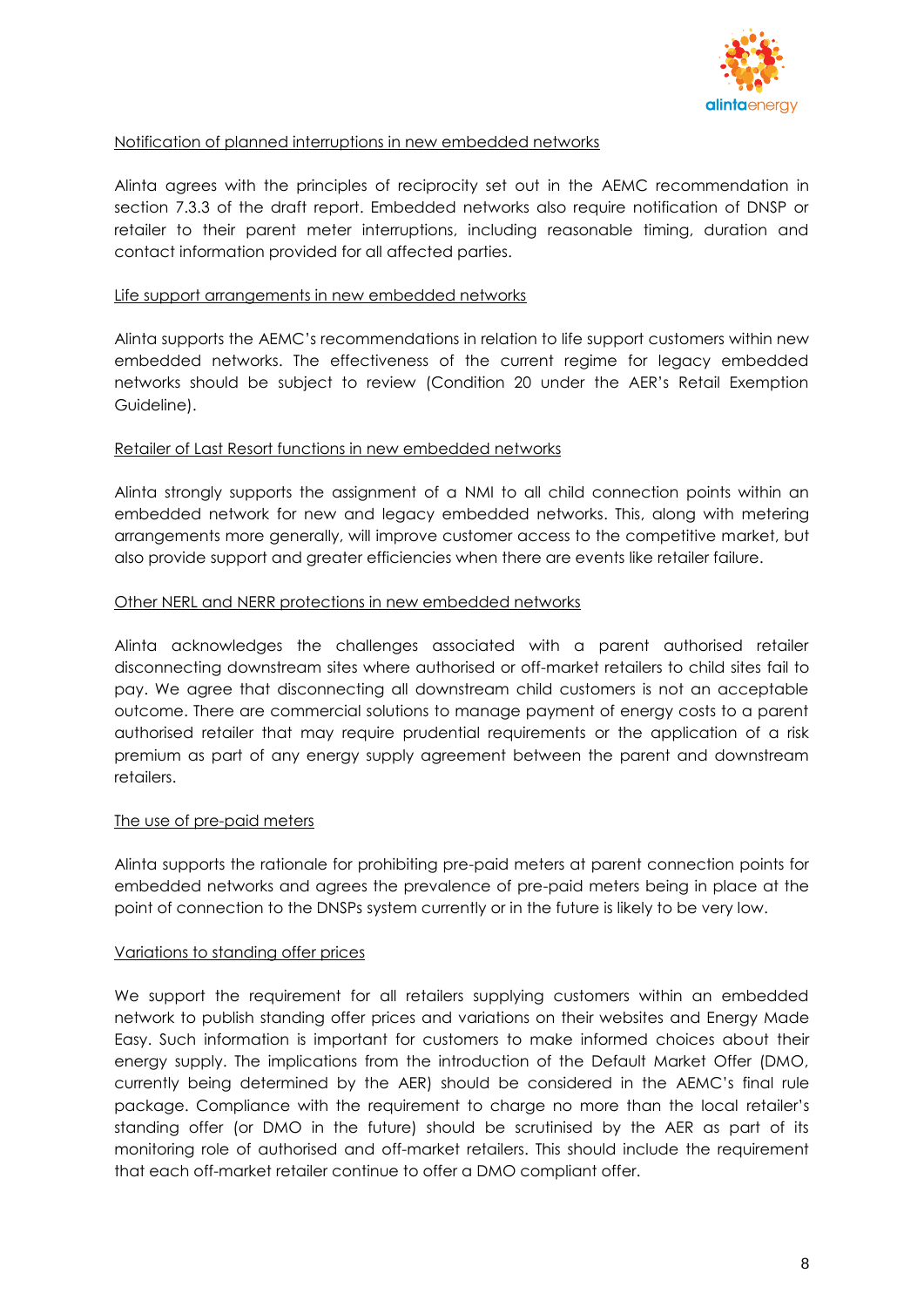Notification of planned interruptions in new embedded networks

Alinta agrees with the principles of reciprocity set out in the AEMC recommendation in section 7.3.3 of the draft report. Embedded networks also require notification of DNSP or retailer to their parent meter interruptions, including reasonable timing, duration and contact information provided for all affected parties.

Life support arrangements in new embedded networks

Alinta supports the AEMC's recommendations in relation to life support customers within new embedded networks. The effectiveness of the current regime for legacy embedded networks should be subject to review (Condition 20 under the AER's Retail Exemption Guideline).

Retailer of Last Resort functions in new embedded networks

Alinta strongly supports the assignment of a NMI to all child connection points within an embedded network for new and legacy embedded networks. This, along with metering arrangements more generally, will improve customer access to the competitive market, but also provide support and greater efficiencies when there are events like retailer failure.

Other NERL and NERR protections in new embedded networks

Alinta acknowledges the challenges associated with a parent authorised retailer disconnecting downstream sites where authorised or off-market retailers to child sites fail to pay. We agree that disconnecting all downstream child customers is not an acceptable outcome. There are commercial solutions to manage payment of energy costs to a parent authorised retailer that may require prudential requirements or the application of a risk premium as part of any energy supply agreement between the parent and downstream retailers.

The use of pre-paid meters

Alinta supports the rationale for prohibiting pre-paid meters at parent connection points for embedded networks and agrees the prevalence of pre-paid meters being in place at the point of connection to the DNSPs system currently or in the future is likely to be very low.

Variations to standing offer prices

We support the requirement for all retailers supplying customers within an embedded network to publish standing offer prices and variations on their websites and Energy Made Easy. Such information is important for customers to make informed choices about their energy supply. The implications from the introduction of the Default Market Offer (DMO, currently being determined by the AER) should be considered in the AEMC's final rule package. Compliance with the requirement to charge no more than the local retailer's standing offer (or DMO in the future) should be scrutinised by the AER as part of its monitoring role of authorised and off-market retailers. This should include the requirement that each off-market retailer continue to offer a DMO compliant offer.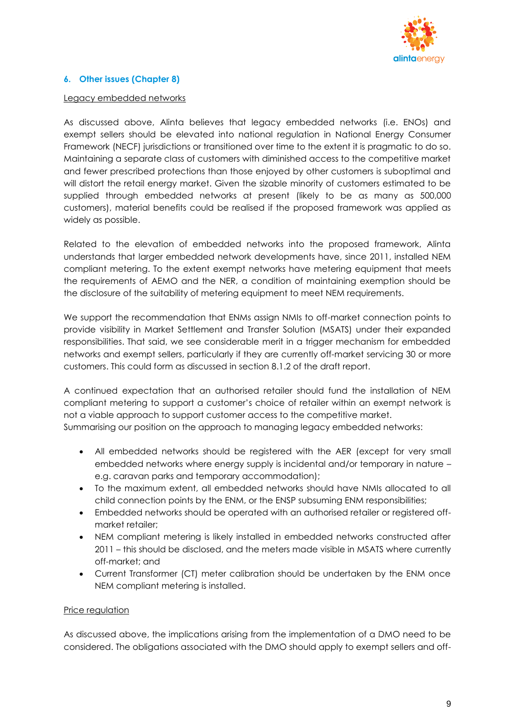## 6. Other issues (Chapter 8)

Legacy embedded networks

As discussed above, Alinta believes that legacy embedded networks (i.e. ENOs) and exempt sellers should be elevated into national regulation in National Energy Consumer Framework (NECF) jurisdictions or transitioned over time to the extent it is pragmatic to do so. Maintaining a separate class of customers with diminished access to the competitive market and fewer prescribed protections than those enjoyed by other customers is suboptimal and will distort the retail energy market. Given the sizable minority of customers estimated to be supplied through embedded networks at present (likely to be as many as 500,000 customers), material benefits could be realised if the proposed framework was applied as widely as possible.

Related to the elevation of embedded networks into the proposed framework, Alinta understands that larger embedded network developments have, since 2011, installed NEM compliant metering. To the extent exempt networks have metering equipment that meets the requirements of AEMO and the NER, a condition of maintaining exemption should be the disclosure of the suitability of metering equipment to meet NEM requirements.

We support the recommendation that ENMs assign NMIs to off-market connection points to provide visibility in Market Settlement and Transfer Solution (MSATS) under their expanded responsibilities. That said, we see considerable merit in a trigger mechanism for embedded networks and exempt sellers, particularly if they are currently off-market servicing 30 or more customers. This could form as discussed in section 8.1.2 of the draft report.

A continued expectation that an authorised retailer should fund the installation of NEM compliant metering to support a customer's choice of retailer within an exempt network is not a viable approach to support customer access to the competitive market.
Summarising our position on the approach to managing legacy embedded networks:

- All embedded networks should be registered with the AER (except for very small embedded networks where energy supply is incidental and/or temporary in nature – e.g. caravan parks and temporary accommodation);
- To the maximum extent, all embedded networks should have NMIs allocated to all child connection points by the ENM, or the ENSP subsuming ENM responsibilities;
- Embedded networks should be operated with an authorised retailer or registered off-market retailer;
- NEM compliant metering is likely installed in embedded networks constructed after 2011 – this should be disclosed, and the meters made visible in MSATS where currently off-market; and
- Current Transformer (CT) meter calibration should be undertaken by the ENM once NEM compliant metering is installed.

Price regulation

As discussed above, the implications arising from the implementation of a DMO need to be considered. The obligations associated with the DMO should apply to exempt sellers and off-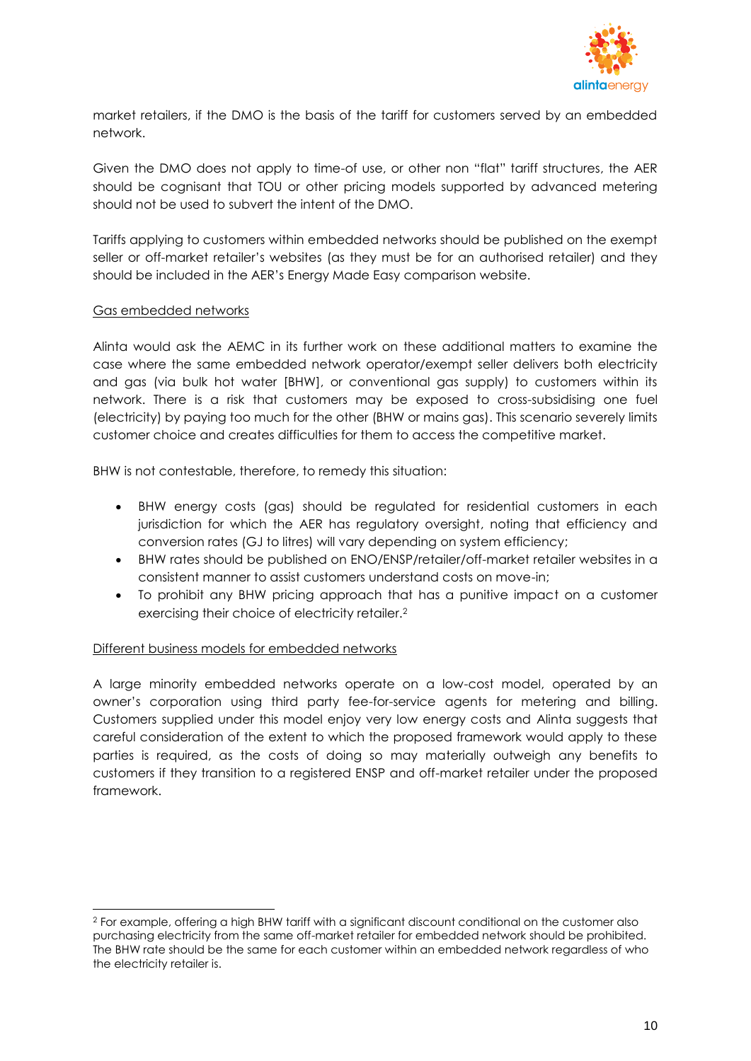market retailers, if the DMO is the basis of the tariff for customers served by an embedded network.

Given the DMO does not apply to time-of use, or other non "flat" tariff structures, the AER should be cognisant that TOU or other pricing models supported by advanced metering should not be used to subvert the intent of the DMO.

Tariffs applying to customers within embedded networks should be published on the exempt seller or off-market retailer's websites (as they must be for an authorised retailer) and they should be included in the AER's Energy Made Easy comparison website.

<u>Gas embedded networks</u>

Alinta would ask the AEMC in its further work on these additional matters to examine the case where the same embedded network operator/exempt seller delivers both electricity and gas (via bulk hot water [BHW], or conventional gas supply) to customers within its network. There is a risk that customers may be exposed to cross-subsidising one fuel (electricity) by paying too much for the other (BHW or mains gas). This scenario severely limits customer choice and creates difficulties for them to access the competitive market.

BHW is not contestable, therefore, to remedy this situation:

- BHW energy costs (gas) should be regulated for residential customers in each jurisdiction for which the AER has regulatory oversight, noting that efficiency and conversion rates (GJ to litres) will vary depending on system efficiency;
- BHW rates should be published on ENO/ENSP/retailer/off-market retailer websites in a consistent manner to assist customers understand costs on move-in;
- To prohibit any BHW pricing approach that has a punitive impact on a customer exercising their choice of electricity retailer.[2]

<u>Different business models for embedded networks</u>

A large minority embedded networks operate on a low-cost model, operated by an owner's corporation using third party fee-for-service agents for metering and billing. Customers supplied under this model enjoy very low energy costs and Alinta suggests that careful consideration of the extent to which the proposed framework would apply to these parties is required, as the costs of doing so may materially outweigh any benefits to customers if they transition to a registered ENSP and off-market retailer under the proposed framework.

[2] For example, offering a high BHW tariff with a significant discount conditional on the customer also purchasing electricity from the same off-market retailer for embedded network should be prohibited. The BHW rate should be the same for each customer within an embedded network regardless of who the electricity retailer is.